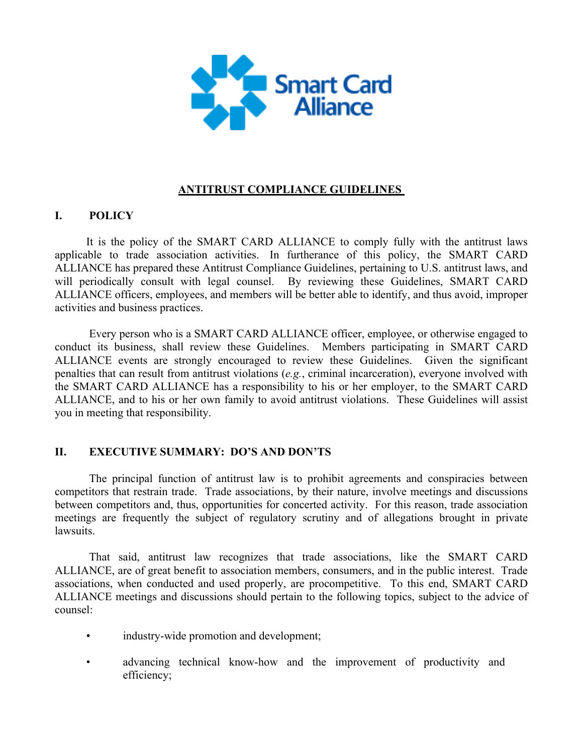Smart Card Alliance

# ANTITRUST COMPLIANCE GUIDELINES

## I. POLICY

It is the policy of the SMART CARD ALLIANCE to comply fully with the antitrust laws applicable to trade association activities. In furtherance of this policy, the SMART CARD ALLIANCE has prepared these Antitrust Compliance Guidelines, pertaining to U.S. antitrust laws, and will periodically consult with legal counsel. By reviewing these Guidelines, SMART CARD ALLIANCE officers, employees, and members will be better able to identify, and thus avoid, improper activities and business practices.

Every person who is a SMART CARD ALLIANCE officer, employee, or otherwise engaged to conduct its business, shall review these Guidelines. Members participating in SMART CARD ALLIANCE events are strongly encouraged to review these Guidelines. Given the significant penalties that can result from antitrust violations (*e.g.*, criminal incarceration), everyone involved with the SMART CARD ALLIANCE has a responsibility to his or her employer, to the SMART CARD ALLIANCE, and to his or her own family to avoid antitrust violations. These Guidelines will assist you in meeting that responsibility.

## II. EXECUTIVE SUMMARY: DO'S AND DON'TS

The principal function of antitrust law is to prohibit agreements and conspiracies between competitors that restrain trade. Trade associations, by their nature, involve meetings and discussions between competitors and, thus, opportunities for concerted activity. For this reason, trade association meetings are frequently the subject of regulatory scrutiny and of allegations brought in private lawsuits.

That said, antitrust law recognizes that trade associations, like the SMART CARD ALLIANCE, are of great benefit to association members, consumers, and in the public interest. Trade associations, when conducted and used properly, are procompetitive. To this end, SMART CARD ALLIANCE meetings and discussions should pertain to the following topics, subject to the advice of counsel:

- industry-wide promotion and development;
- advancing technical know-how and the improvement of productivity and efficiency;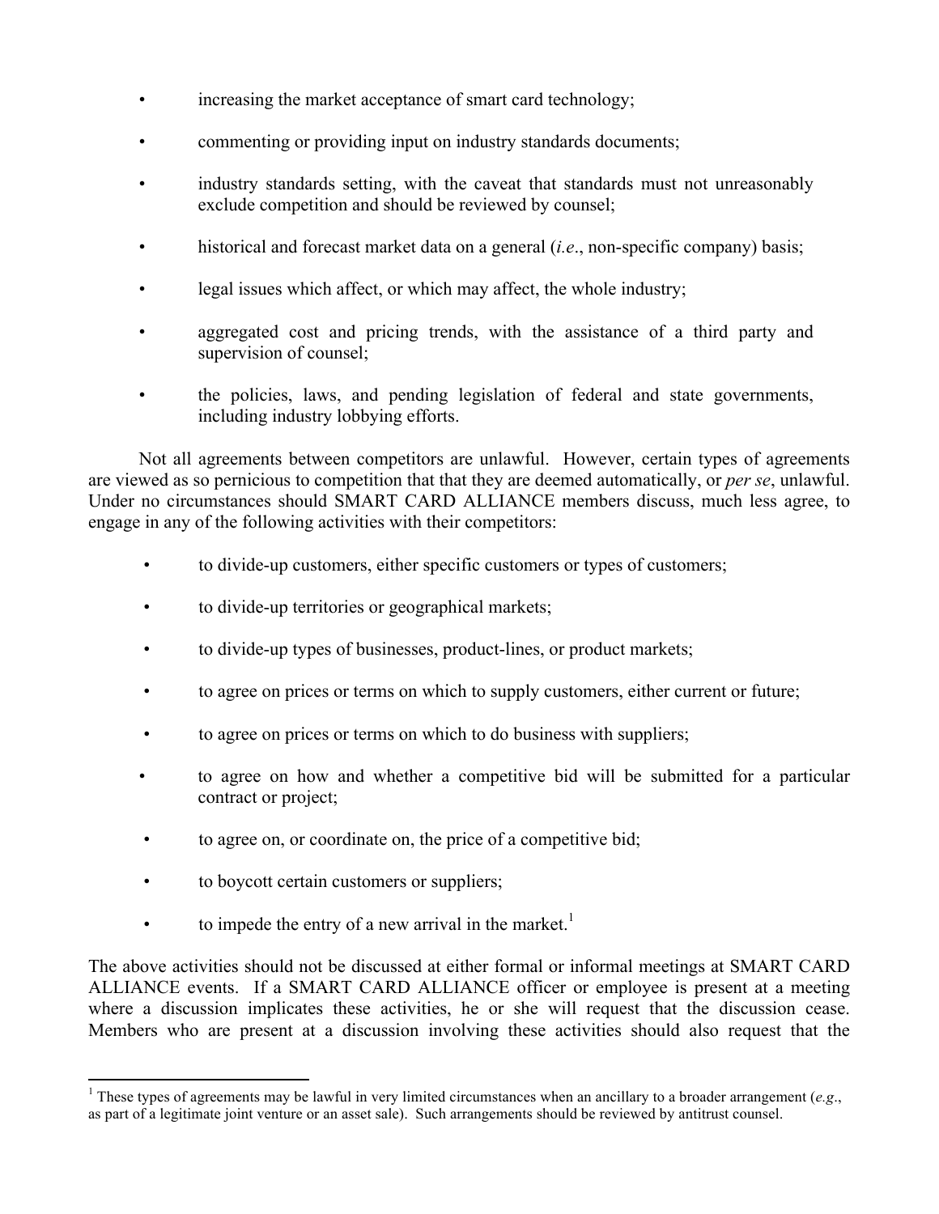- increasing the market acceptance of smart card technology;
- commenting or providing input on industry standards documents;
- industry standards setting, with the caveat that standards must not unreasonably exclude competition and should be reviewed by counsel;
- historical and forecast market data on a general (*i.e*., non-specific company) basis;
- legal issues which affect, or which may affect, the whole industry;
- aggregated cost and pricing trends, with the assistance of a third party and supervision of counsel;
- the policies, laws, and pending legislation of federal and state governments, including industry lobbying efforts.

Not all agreements between competitors are unlawful. However, certain types of agreements are viewed as so pernicious to competition that that they are deemed automatically, or *per se*, unlawful. Under no circumstances should SMART CARD ALLIANCE members discuss, much less agree, to engage in any of the following activities with their competitors:

- to divide-up customers, either specific customers or types of customers;
- to divide-up territories or geographical markets;
- to divide-up types of businesses, product-lines, or product markets;
- to agree on prices or terms on which to supply customers, either current or future;
- to agree on prices or terms on which to do business with suppliers;
- to agree on how and whether a competitive bid will be submitted for a particular contract or project;
- to agree on, or coordinate on, the price of a competitive bid;
- to boycott certain customers or suppliers;
- to impede the entry of a new arrival in the market.[1]

The above activities should not be discussed at either formal or informal meetings at SMART CARD ALLIANCE events. If a SMART CARD ALLIANCE officer or employee is present at a meeting where a discussion implicates these activities, he or she will request that the discussion cease. Members who are present at a discussion involving these activities should also request that the

[1] These types of agreements may be lawful in very limited circumstances when an ancillary to a broader arrangement (*e.g*., as part of a legitimate joint venture or an asset sale). Such arrangements should be reviewed by antitrust counsel.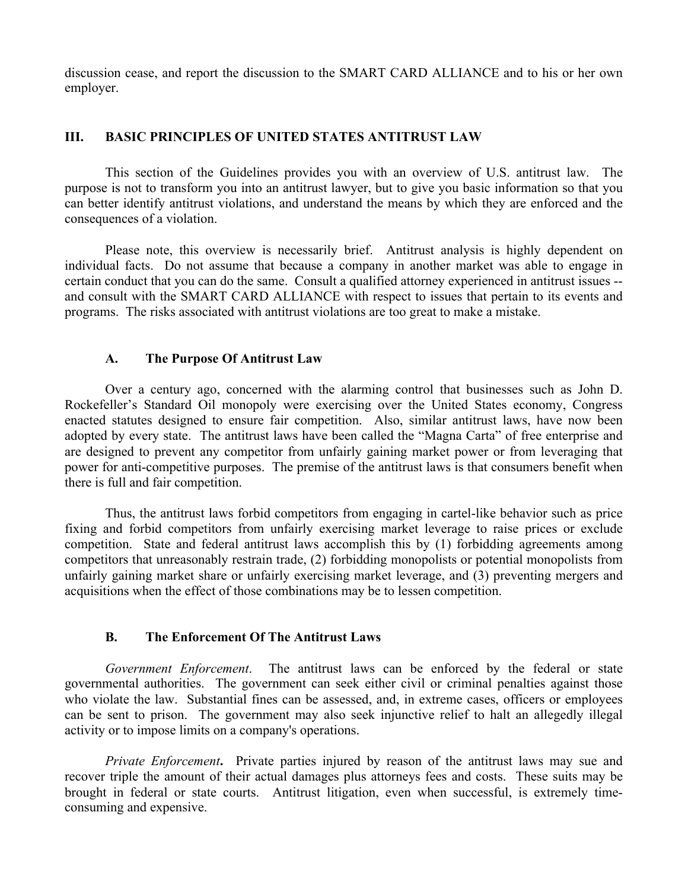discussion cease, and report the discussion to the SMART CARD ALLIANCE and to his or her own employer.

## III. BASIC PRINCIPLES OF UNITED STATES ANTITRUST LAW

This section of the Guidelines provides you with an overview of U.S. antitrust law. The purpose is not to transform you into an antitrust lawyer, but to give you basic information so that you can better identify antitrust violations, and understand the means by which they are enforced and the consequences of a violation.

Please note, this overview is necessarily brief. Antitrust analysis is highly dependent on individual facts. Do not assume that because a company in another market was able to engage in certain conduct that you can do the same. Consult a qualified attorney experienced in antitrust issues -- and consult with the SMART CARD ALLIANCE with respect to issues that pertain to its events and programs. The risks associated with antitrust violations are too great to make a mistake.

### A. The Purpose Of Antitrust Law

Over a century ago, concerned with the alarming control that businesses such as John D. Rockefeller's Standard Oil monopoly were exercising over the United States economy, Congress enacted statutes designed to ensure fair competition. Also, similar antitrust laws, have now been adopted by every state. The antitrust laws have been called the "Magna Carta" of free enterprise and are designed to prevent any competitor from unfairly gaining market power or from leveraging that power for anti-competitive purposes. The premise of the antitrust laws is that consumers benefit when there is full and fair competition.

Thus, the antitrust laws forbid competitors from engaging in cartel-like behavior such as price fixing and forbid competitors from unfairly exercising market leverage to raise prices or exclude competition. State and federal antitrust laws accomplish this by (1) forbidding agreements among competitors that unreasonably restrain trade, (2) forbidding monopolists or potential monopolists from unfairly gaining market share or unfairly exercising market leverage, and (3) preventing mergers and acquisitions when the effect of those combinations may be to lessen competition.

### B. The Enforcement Of The Antitrust Laws

*Government Enforcement*. The antitrust laws can be enforced by the federal or state governmental authorities. The government can seek either civil or criminal penalties against those who violate the law. Substantial fines can be assessed, and, in extreme cases, officers or employees can be sent to prison. The government may also seek injunctive relief to halt an allegedly illegal activity or to impose limits on a company's operations.

***Private Enforcement*.** Private parties injured by reason of the antitrust laws may sue and recover triple the amount of their actual damages plus attorneys fees and costs. These suits may be brought in federal or state courts. Antitrust litigation, even when successful, is extremely time-consuming and expensive.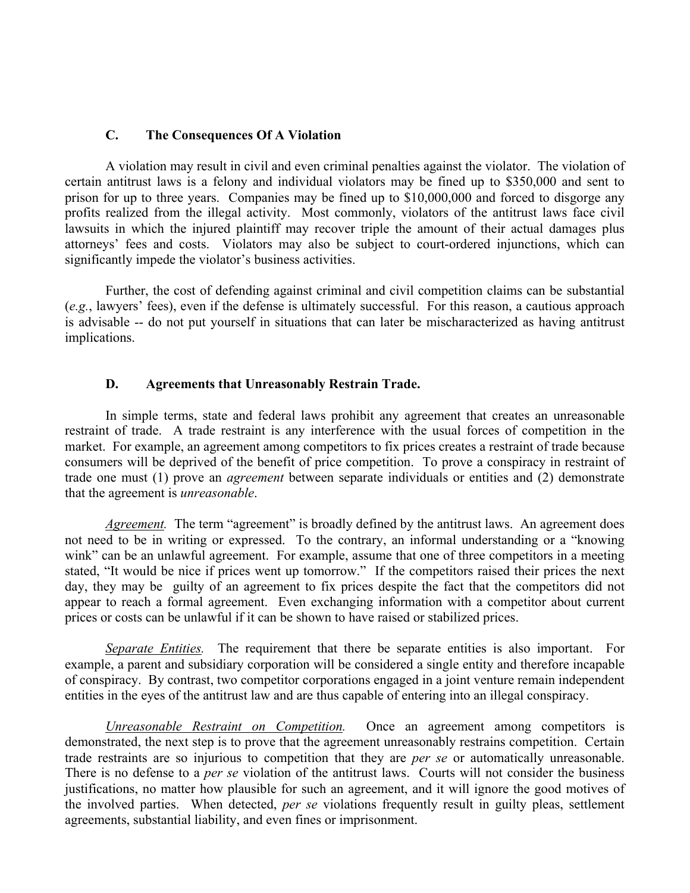### C. The Consequences Of A Violation

A violation may result in civil and even criminal penalties against the violator. The violation of certain antitrust laws is a felony and individual violators may be fined up to $350,000 and sent to prison for up to three years. Companies may be fined up to $10,000,000 and forced to disgorge any profits realized from the illegal activity. Most commonly, violators of the antitrust laws face civil lawsuits in which the injured plaintiff may recover triple the amount of their actual damages plus attorneys' fees and costs. Violators may also be subject to court-ordered injunctions, which can significantly impede the violator's business activities.

Further, the cost of defending against criminal and civil competition claims can be substantial (*e.g.*, lawyers' fees), even if the defense is ultimately successful. For this reason, a cautious approach is advisable -- do not put yourself in situations that can later be mischaracterized as having antitrust implications.

### D. Agreements that Unreasonably Restrain Trade.

In simple terms, state and federal laws prohibit any agreement that creates an unreasonable restraint of trade. A trade restraint is any interference with the usual forces of competition in the market. For example, an agreement among competitors to fix prices creates a restraint of trade because consumers will be deprived of the benefit of price competition. To prove a conspiracy in restraint of trade one must (1) prove an *agreement* between separate individuals or entities and (2) demonstrate that the agreement is *unreasonable*.

*Agreement.* The term "agreement" is broadly defined by the antitrust laws. An agreement does not need to be in writing or expressed. To the contrary, an informal understanding or a "knowing wink" can be an unlawful agreement. For example, assume that one of three competitors in a meeting stated, "It would be nice if prices went up tomorrow." If the competitors raised their prices the next day, they may be guilty of an agreement to fix prices despite the fact that the competitors did not appear to reach a formal agreement. Even exchanging information with a competitor about current prices or costs can be unlawful if it can be shown to have raised or stabilized prices.

*Separate Entities.* The requirement that there be separate entities is also important. For example, a parent and subsidiary corporation will be considered a single entity and therefore incapable of conspiracy. By contrast, two competitor corporations engaged in a joint venture remain independent entities in the eyes of the antitrust law and are thus capable of entering into an illegal conspiracy.

*Unreasonable Restraint on Competition.* Once an agreement among competitors is demonstrated, the next step is to prove that the agreement unreasonably restrains competition. Certain trade restraints are so injurious to competition that they are *per se* or automatically unreasonable. There is no defense to a *per se* violation of the antitrust laws. Courts will not consider the business justifications, no matter how plausible for such an agreement, and it will ignore the good motives of the involved parties. When detected, *per se* violations frequently result in guilty pleas, settlement agreements, substantial liability, and even fines or imprisonment.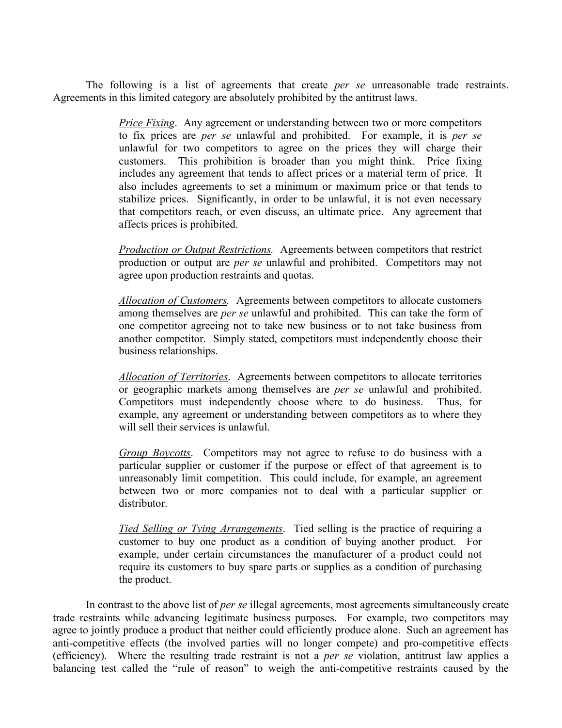The following is a list of agreements that create *per se* unreasonable trade restraints. Agreements in this limited category are absolutely prohibited by the antitrust laws.

> *Price Fixing*. Any agreement or understanding between two or more competitors to fix prices are *per se* unlawful and prohibited. For example, it is *per se* unlawful for two competitors to agree on the prices they will charge their customers. This prohibition is broader than you might think. Price fixing includes any agreement that tends to affect prices or a material term of price. It also includes agreements to set a minimum or maximum price or that tends to stabilize prices. Significantly, in order to be unlawful, it is not even necessary that competitors reach, or even discuss, an ultimate price. Any agreement that affects prices is prohibited.
>
> *Production or Output Restrictions.* Agreements between competitors that restrict production or output are *per se* unlawful and prohibited. Competitors may not agree upon production restraints and quotas.
>
> *Allocation of Customers.* Agreements between competitors to allocate customers among themselves are *per se* unlawful and prohibited. This can take the form of one competitor agreeing not to take new business or to not take business from another competitor. Simply stated, competitors must independently choose their business relationships.
>
> *Allocation of Territories*. Agreements between competitors to allocate territories or geographic markets among themselves are *per se* unlawful and prohibited. Competitors must independently choose where to do business. Thus, for example, any agreement or understanding between competitors as to where they will sell their services is unlawful.
>
> *Group Boycotts*. Competitors may not agree to refuse to do business with a particular supplier or customer if the purpose or effect of that agreement is to unreasonably limit competition. This could include, for example, an agreement between two or more companies not to deal with a particular supplier or distributor.
>
> *Tied Selling or Tying Arrangements*. Tied selling is the practice of requiring a customer to buy one product as a condition of buying another product. For example, under certain circumstances the manufacturer of a product could not require its customers to buy spare parts or supplies as a condition of purchasing the product.

In contrast to the above list of *per se* illegal agreements, most agreements simultaneously create trade restraints while advancing legitimate business purposes. For example, two competitors may agree to jointly produce a product that neither could efficiently produce alone. Such an agreement has anti-competitive effects (the involved parties will no longer compete) and pro-competitive effects (efficiency). Where the resulting trade restraint is not a *per se* violation, antitrust law applies a balancing test called the "rule of reason" to weigh the anti-competitive restraints caused by the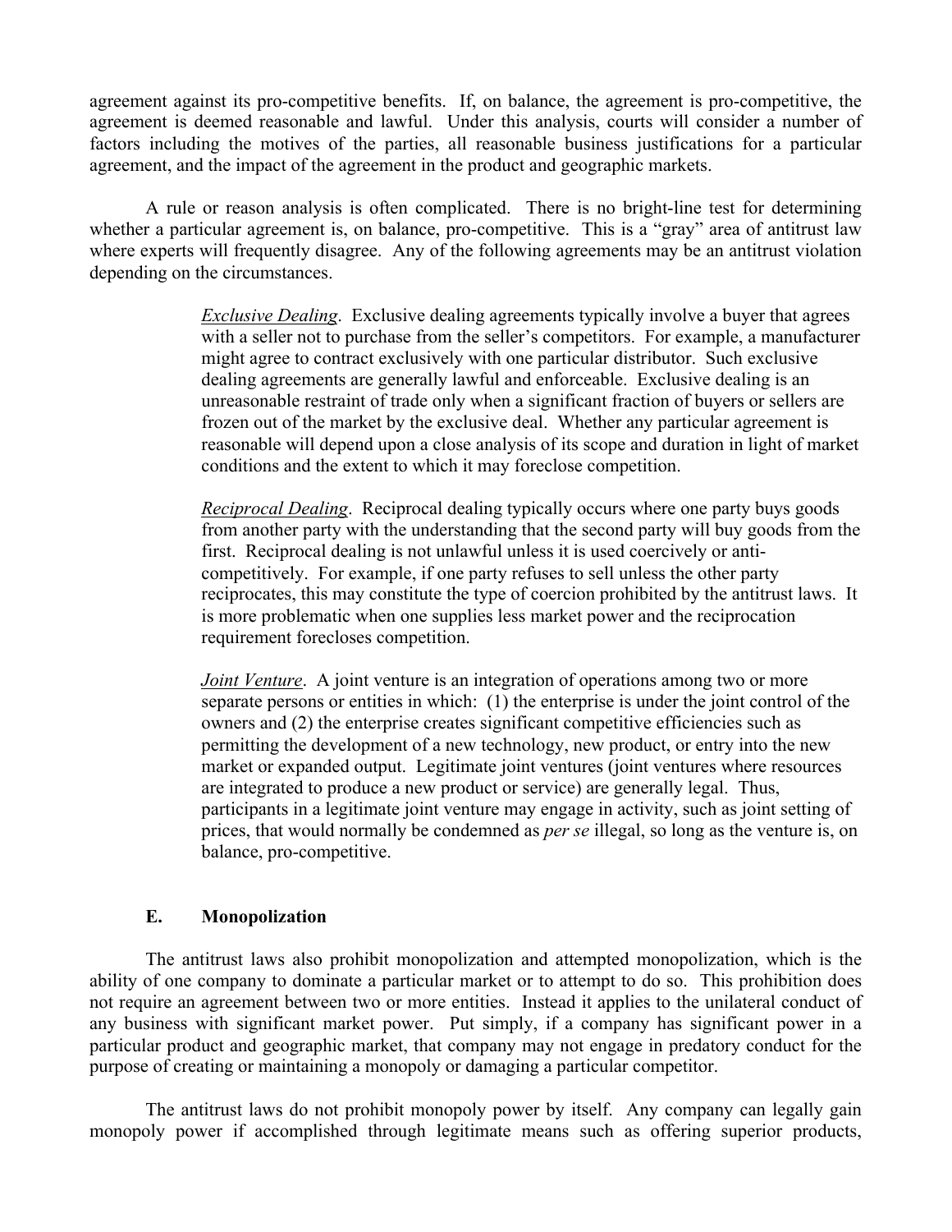agreement against its pro-competitive benefits. If, on balance, the agreement is pro-competitive, the agreement is deemed reasonable and lawful. Under this analysis, courts will consider a number of factors including the motives of the parties, all reasonable business justifications for a particular agreement, and the impact of the agreement in the product and geographic markets.

A rule or reason analysis is often complicated. There is no bright-line test for determining whether a particular agreement is, on balance, pro-competitive. This is a "gray" area of antitrust law where experts will frequently disagree. Any of the following agreements may be an antitrust violation depending on the circumstances.

> *Exclusive Dealing*. Exclusive dealing agreements typically involve a buyer that agrees with a seller not to purchase from the seller's competitors. For example, a manufacturer might agree to contract exclusively with one particular distributor. Such exclusive dealing agreements are generally lawful and enforceable. Exclusive dealing is an unreasonable restraint of trade only when a significant fraction of buyers or sellers are frozen out of the market by the exclusive deal. Whether any particular agreement is reasonable will depend upon a close analysis of its scope and duration in light of market conditions and the extent to which it may foreclose competition.
>
> *Reciprocal Dealing*. Reciprocal dealing typically occurs where one party buys goods from another party with the understanding that the second party will buy goods from the first. Reciprocal dealing is not unlawful unless it is used coercively or anti-competitively. For example, if one party refuses to sell unless the other party reciprocates, this may constitute the type of coercion prohibited by the antitrust laws. It is more problematic when one supplies less market power and the reciprocation requirement forecloses competition.
>
> *Joint Venture*. A joint venture is an integration of operations among two or more separate persons or entities in which: (1) the enterprise is under the joint control of the owners and (2) the enterprise creates significant competitive efficiencies such as permitting the development of a new technology, new product, or entry into the new market or expanded output. Legitimate joint ventures (joint ventures where resources are integrated to produce a new product or service) are generally legal. Thus, participants in a legitimate joint venture may engage in activity, such as joint setting of prices, that would normally be condemned as *per se* illegal, so long as the venture is, on balance, pro-competitive.

### E. Monopolization

The antitrust laws also prohibit monopolization and attempted monopolization, which is the ability of one company to dominate a particular market or to attempt to do so. This prohibition does not require an agreement between two or more entities. Instead it applies to the unilateral conduct of any business with significant market power. Put simply, if a company has significant power in a particular product and geographic market, that company may not engage in predatory conduct for the purpose of creating or maintaining a monopoly or damaging a particular competitor.

The antitrust laws do not prohibit monopoly power by itself. Any company can legally gain monopoly power if accomplished through legitimate means such as offering superior products,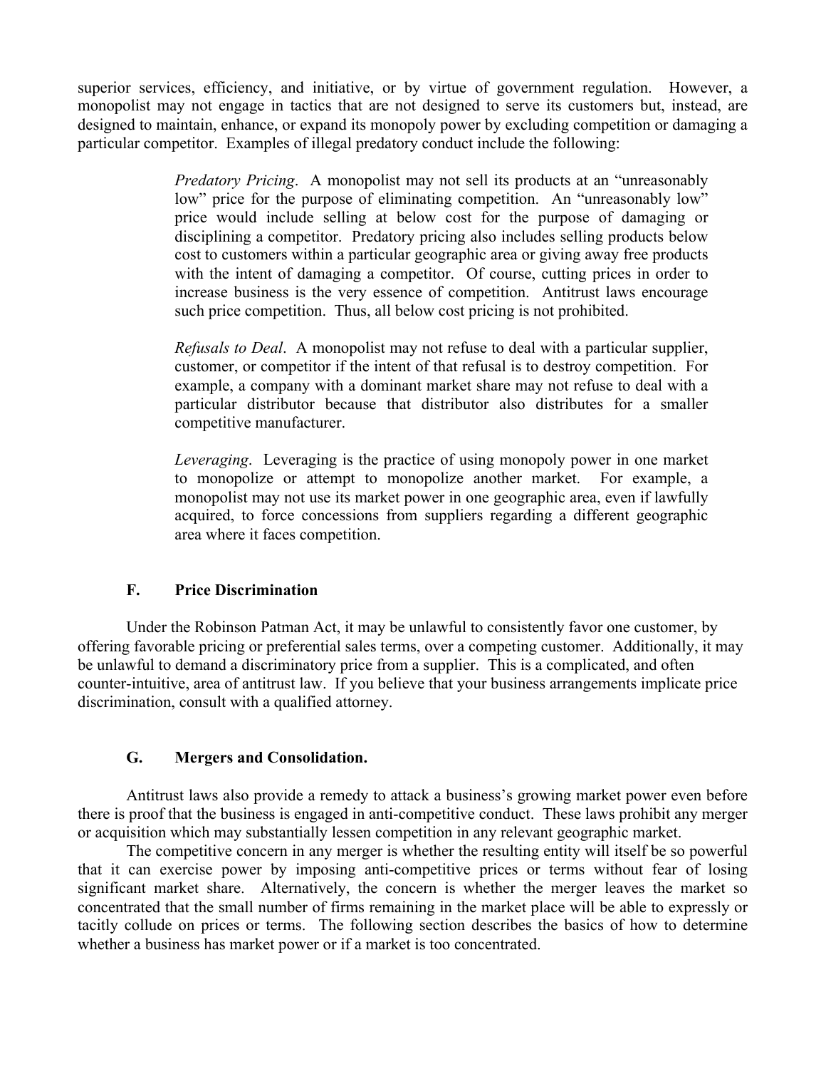superior services, efficiency, and initiative, or by virtue of government regulation. However, a monopolist may not engage in tactics that are not designed to serve its customers but, instead, are designed to maintain, enhance, or expand its monopoly power by excluding competition or damaging a particular competitor. Examples of illegal predatory conduct include the following:

> *Predatory Pricing*. A monopolist may not sell its products at an "unreasonably low" price for the purpose of eliminating competition. An "unreasonably low" price would include selling at below cost for the purpose of damaging or disciplining a competitor. Predatory pricing also includes selling products below cost to customers within a particular geographic area or giving away free products with the intent of damaging a competitor. Of course, cutting prices in order to increase business is the very essence of competition. Antitrust laws encourage such price competition. Thus, all below cost pricing is not prohibited.
>
> *Refusals to Deal*. A monopolist may not refuse to deal with a particular supplier, customer, or competitor if the intent of that refusal is to destroy competition. For example, a company with a dominant market share may not refuse to deal with a particular distributor because that distributor also distributes for a smaller competitive manufacturer.
>
> *Leveraging*. Leveraging is the practice of using monopoly power in one market to monopolize or attempt to monopolize another market. For example, a monopolist may not use its market power in one geographic area, even if lawfully acquired, to force concessions from suppliers regarding a different geographic area where it faces competition.

### F. Price Discrimination

Under the Robinson Patman Act, it may be unlawful to consistently favor one customer, by offering favorable pricing or preferential sales terms, over a competing customer. Additionally, it may be unlawful to demand a discriminatory price from a supplier. This is a complicated, and often counter-intuitive, area of antitrust law. If you believe that your business arrangements implicate price discrimination, consult with a qualified attorney.

### G. Mergers and Consolidation.

Antitrust laws also provide a remedy to attack a business's growing market power even before there is proof that the business is engaged in anti-competitive conduct. These laws prohibit any merger or acquisition which may substantially lessen competition in any relevant geographic market.

The competitive concern in any merger is whether the resulting entity will itself be so powerful that it can exercise power by imposing anti-competitive prices or terms without fear of losing significant market share. Alternatively, the concern is whether the merger leaves the market so concentrated that the small number of firms remaining in the market place will be able to expressly or tacitly collude on prices or terms. The following section describes the basics of how to determine whether a business has market power or if a market is too concentrated.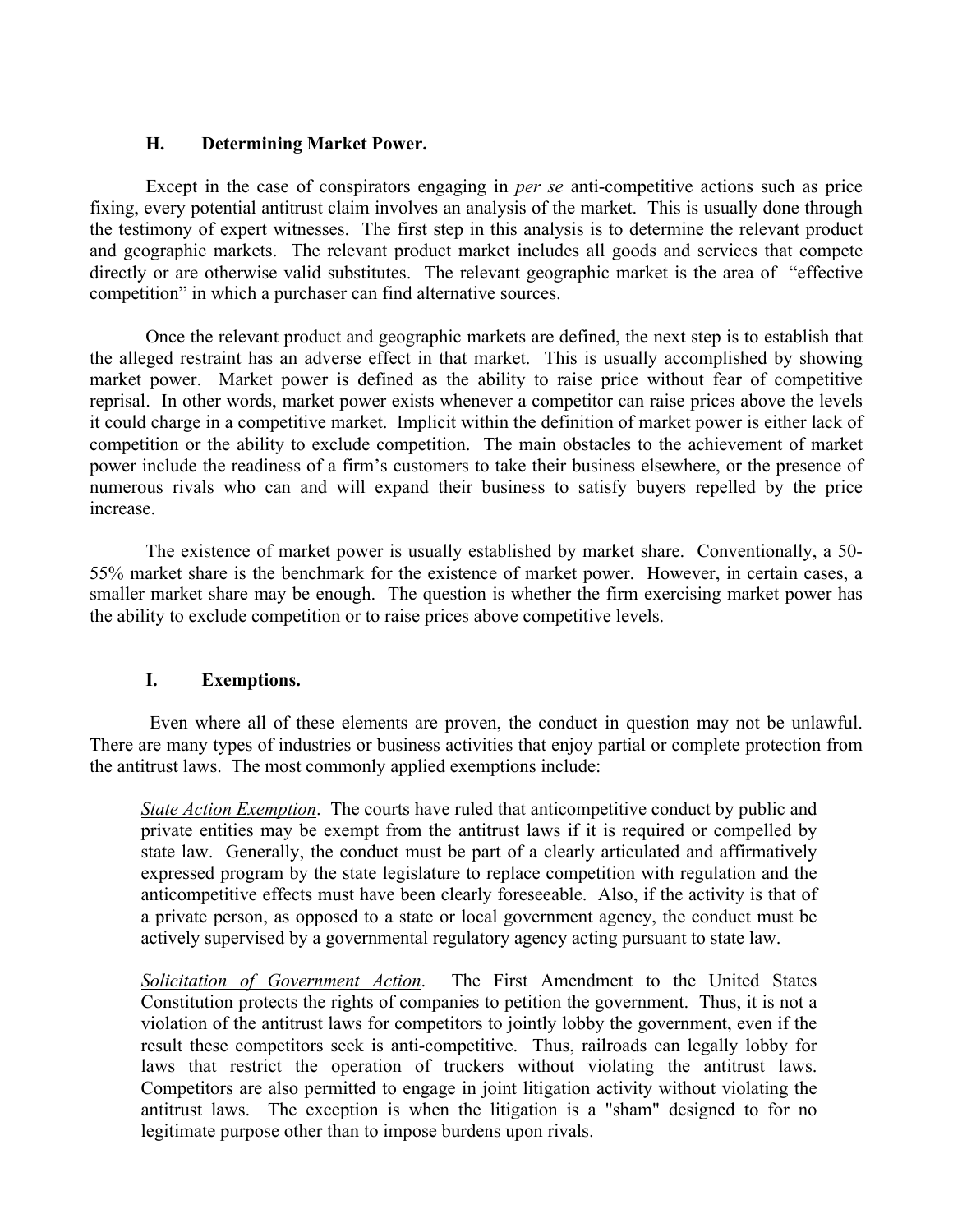### H. Determining Market Power.

Except in the case of conspirators engaging in *per se* anti-competitive actions such as price fixing, every potential antitrust claim involves an analysis of the market. This is usually done through the testimony of expert witnesses. The first step in this analysis is to determine the relevant product and geographic markets. The relevant product market includes all goods and services that compete directly or are otherwise valid substitutes. The relevant geographic market is the area of "effective competition" in which a purchaser can find alternative sources.

Once the relevant product and geographic markets are defined, the next step is to establish that the alleged restraint has an adverse effect in that market. This is usually accomplished by showing market power. Market power is defined as the ability to raise price without fear of competitive reprisal. In other words, market power exists whenever a competitor can raise prices above the levels it could charge in a competitive market. Implicit within the definition of market power is either lack of competition or the ability to exclude competition. The main obstacles to the achievement of market power include the readiness of a firm's customers to take their business elsewhere, or the presence of numerous rivals who can and will expand their business to satisfy buyers repelled by the price increase.

The existence of market power is usually established by market share. Conventionally, a 50-55% market share is the benchmark for the existence of market power. However, in certain cases, a smaller market share may be enough. The question is whether the firm exercising market power has the ability to exclude competition or to raise prices above competitive levels.

### I. Exemptions.

Even where all of these elements are proven, the conduct in question may not be unlawful. There are many types of industries or business activities that enjoy partial or complete protection from the antitrust laws. The most commonly applied exemptions include:

> <u>State Action Exemption</u>. The courts have ruled that anticompetitive conduct by public and private entities may be exempt from the antitrust laws if it is required or compelled by state law. Generally, the conduct must be part of a clearly articulated and affirmatively expressed program by the state legislature to replace competition with regulation and the anticompetitive effects must have been clearly foreseeable. Also, if the activity is that of a private person, as opposed to a state or local government agency, the conduct must be actively supervised by a governmental regulatory agency acting pursuant to state law.
>
> <u>Solicitation of Government Action</u>. The First Amendment to the United States Constitution protects the rights of companies to petition the government. Thus, it is not a violation of the antitrust laws for competitors to jointly lobby the government, even if the result these competitors seek is anti-competitive. Thus, railroads can legally lobby for laws that restrict the operation of truckers without violating the antitrust laws. Competitors are also permitted to engage in joint litigation activity without violating the antitrust laws. The exception is when the litigation is a "sham" designed to for no legitimate purpose other than to impose burdens upon rivals.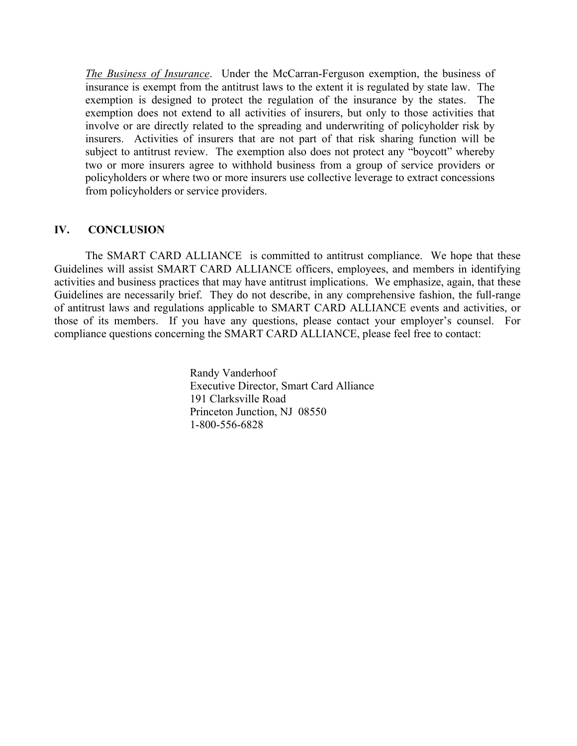*The Business of Insurance*. Under the McCarran-Ferguson exemption, the business of insurance is exempt from the antitrust laws to the extent it is regulated by state law. The exemption is designed to protect the regulation of the insurance by the states. The exemption does not extend to all activities of insurers, but only to those activities that involve or are directly related to the spreading and underwriting of policyholder risk by insurers. Activities of insurers that are not part of that risk sharing function will be subject to antitrust review. The exemption also does not protect any "boycott" whereby two or more insurers agree to withhold business from a group of service providers or policyholders or where two or more insurers use collective leverage to extract concessions from policyholders or service providers.

## IV. CONCLUSION

The SMART CARD ALLIANCE is committed to antitrust compliance. We hope that these Guidelines will assist SMART CARD ALLIANCE officers, employees, and members in identifying activities and business practices that may have antitrust implications. We emphasize, again, that these Guidelines are necessarily brief. They do not describe, in any comprehensive fashion, the full-range of antitrust laws and regulations applicable to SMART CARD ALLIANCE events and activities, or those of its members. If you have any questions, please contact your employer's counsel. For compliance questions concerning the SMART CARD ALLIANCE, please feel free to contact:

Randy Vanderhoof
Executive Director, Smart Card Alliance
191 Clarksville Road
Princeton Junction, NJ 08550
1-800-556-6828